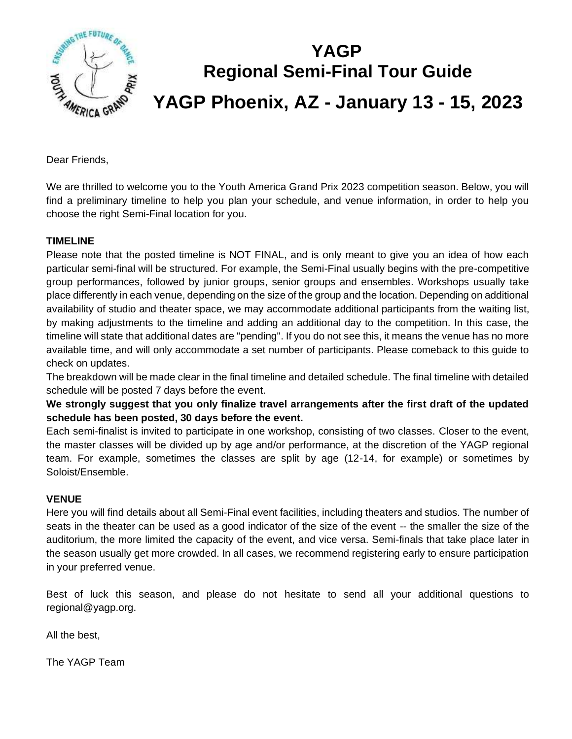# YAGP
## Regional Semi-Final Tour Guide
## YAGP Phoenix, AZ - January 13 - 15, 2023

Dear Friends,

We are thrilled to welcome you to the Youth America Grand Prix 2023 competition season. Below, you will find a preliminary timeline to help you plan your schedule, and venue information, in order to help you choose the right Semi-Final location for you.

**TIMELINE**

Please note that the posted timeline is NOT FINAL, and is only meant to give you an idea of how each particular semi-final will be structured. For example, the Semi-Final usually begins with the pre-competitive group performances, followed by junior groups, senior groups and ensembles. Workshops usually take place differently in each venue, depending on the size of the group and the location. Depending on additional availability of studio and theater space, we may accommodate additional participants from the waiting list, by making adjustments to the timeline and adding an additional day to the competition. In this case, the timeline will state that additional dates are "pending". If you do not see this, it means the venue has no more available time, and will only accommodate a set number of participants. Please comeback to this guide to check on updates.

The breakdown will be made clear in the final timeline and detailed schedule. The final timeline with detailed schedule will be posted 7 days before the event.

**We strongly suggest that you only finalize travel arrangements after the first draft of the updated schedule has been posted, 30 days before the event.**

Each semi-finalist is invited to participate in one workshop, consisting of two classes. Closer to the event, the master classes will be divided up by age and/or performance, at the discretion of the YAGP regional team. For example, sometimes the classes are split by age (12-14, for example) or sometimes by Soloist/Ensemble.

**VENUE**

Here you will find details about all Semi-Final event facilities, including theaters and studios. The number of seats in the theater can be used as a good indicator of the size of the event -- the smaller the size of the auditorium, the more limited the capacity of the event, and vice versa. Semi-finals that take place later in the season usually get more crowded. In all cases, we recommend registering early to ensure participation in your preferred venue.

Best of luck this season, and please do not hesitate to send all your additional questions to regional@yagp.org.

All the best,

The YAGP Team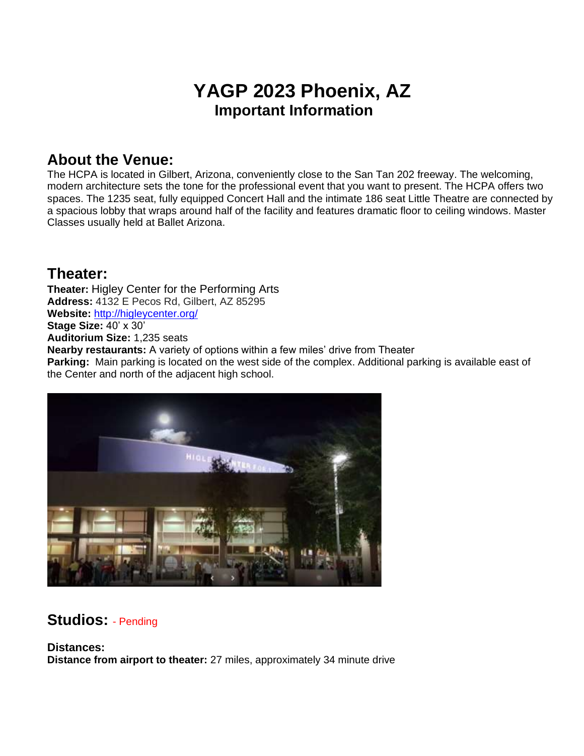# YAGP 2023 Phoenix, AZ
## Important Information

## About the Venue:

The HCPA is located in Gilbert, Arizona, conveniently close to the San Tan 202 freeway. The welcoming, modern architecture sets the tone for the professional event that you want to present. The HCPA offers two spaces. The 1235 seat, fully equipped Concert Hall and the intimate 186 seat Little Theatre are connected by a spacious lobby that wraps around half of the facility and features dramatic floor to ceiling windows. Master Classes usually held at Ballet Arizona.

## Theater:

**Theater:** Higley Center for the Performing Arts
**Address:** 4132 E Pecos Rd, Gilbert, AZ 85295
**Website:** http://higleycenter.org/
**Stage Size:** 40' x 30'
**Auditorium Size:** 1,235 seats
**Nearby restaurants:** A variety of options within a few miles' drive from Theater
**Parking:** Main parking is located on the west side of the complex. Additional parking is available east of the Center and north of the adjacent high school.

## Studios: - Pending

**Distances:**
**Distance from airport to theater:** 27 miles, approximately 34 minute drive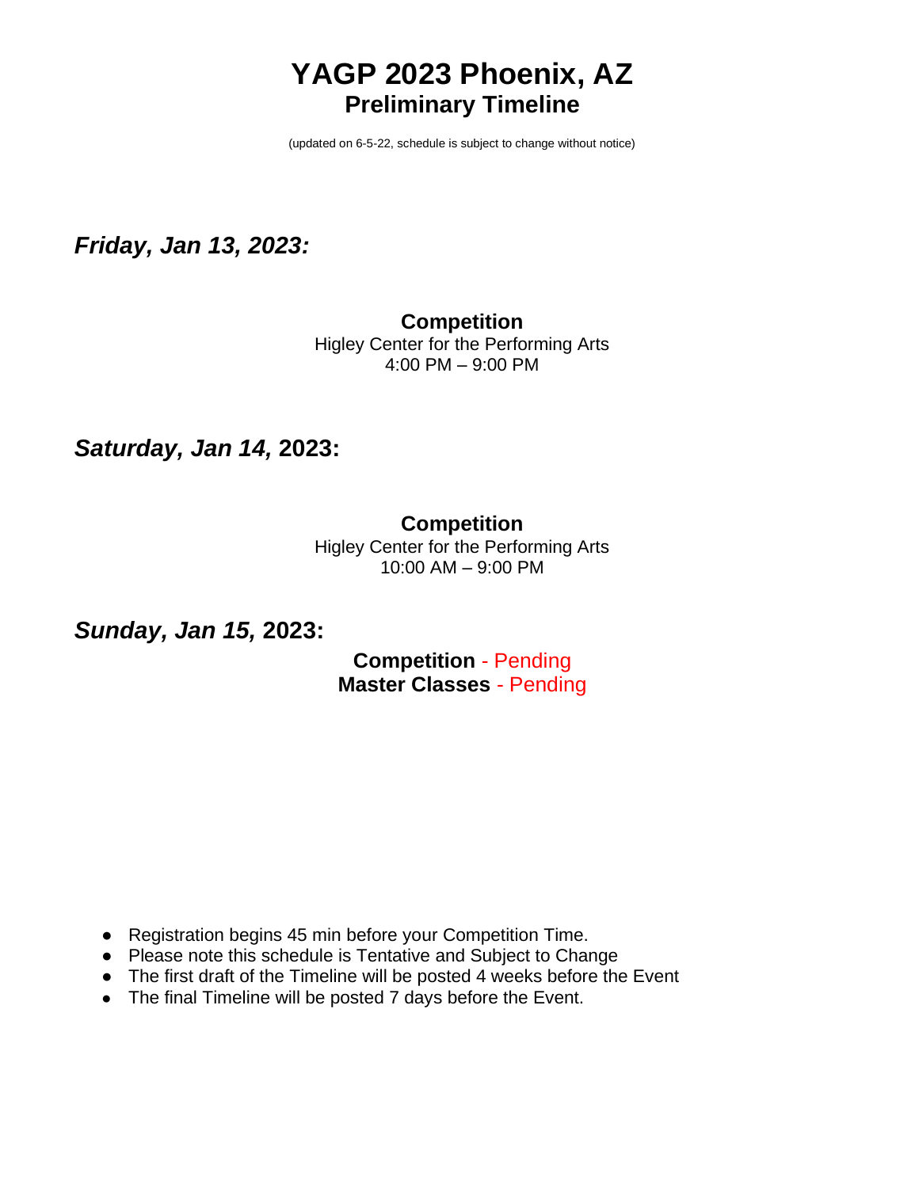# YAGP 2023 Phoenix, AZ
## Preliminary Timeline

(updated on 6-5-22, schedule is subject to change without notice)

### *Friday, Jan 13, 2023:*

**Competition**
Higley Center for the Performing Arts
4:00 PM – 9:00 PM

### *Saturday, Jan 14,* 2023:

**Competition**
Higley Center for the Performing Arts
10:00 AM – 9:00 PM

### *Sunday, Jan 15,* 2023:

**Competition** - Pending
**Master Classes** - Pending

- Registration begins 45 min before your Competition Time.
- Please note this schedule is Tentative and Subject to Change
- The first draft of the Timeline will be posted 4 weeks before the Event
- The final Timeline will be posted 7 days before the Event.